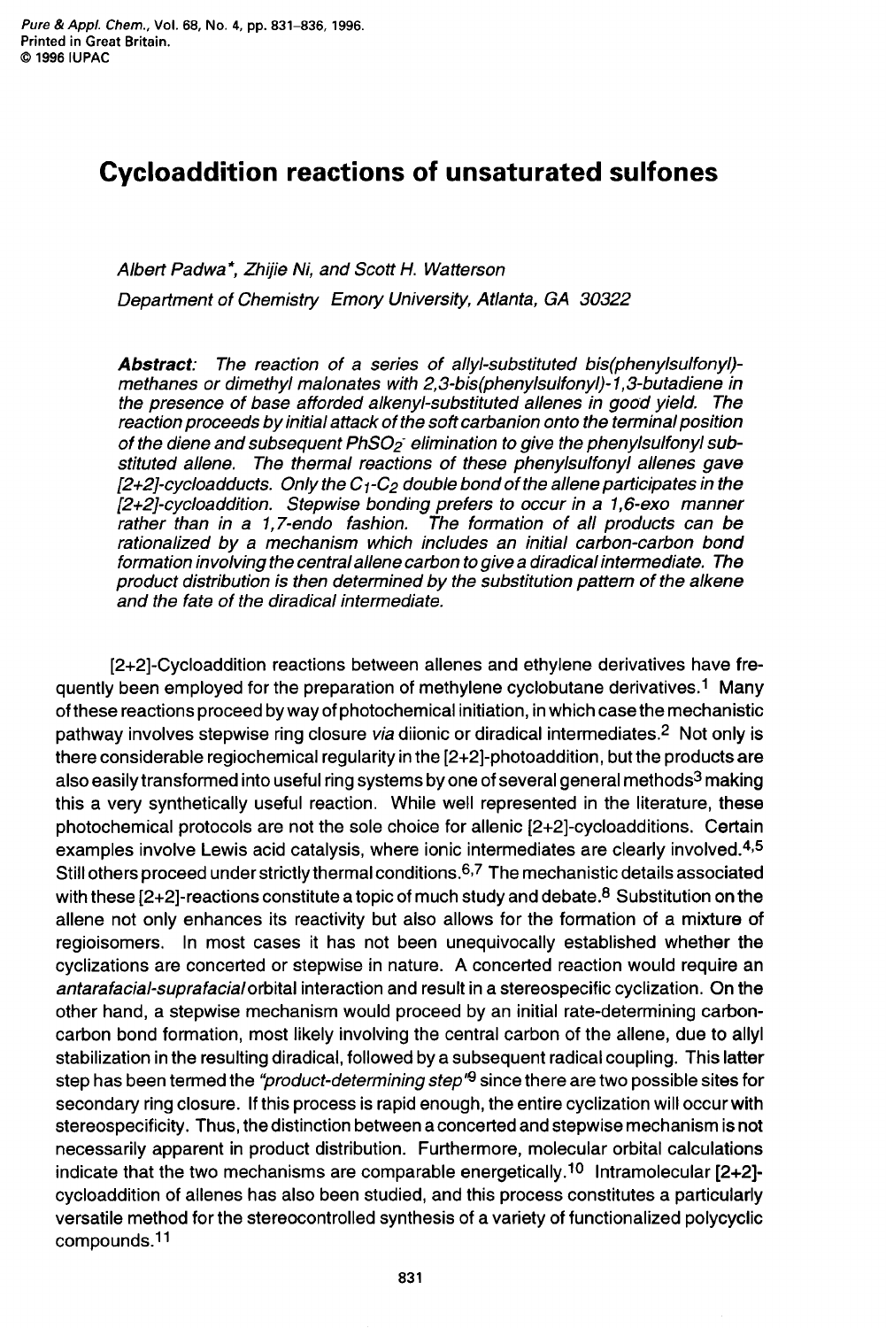# Cycloaddition reactions of unsaturated sulfones

*Albert Padwa\*, Zhijie Ni, and Scott H. Watterson*

*Department of Chemistry Emory University, Atlanta, GA 30322*

***Abstract**: The reaction of a series of allyl-substituted bis(phenylsulfonyl)-methanes or dimethyl malonates with 2,3-bis(phenylsulfonyl)-1,3-butadiene in the presence of base afforded alkenyl-substituted allenes in good yield. The reaction proceeds by initial attack of the soft carbanion onto the terminal position of the diene and subsequent $PhSO_2^-$ elimination to give the phenylsulfonyl substituted allene. The thermal reactions of these phenylsulfonyl allenes gave [2+2]-cycloadducts. Only the $C_1$-$C_2$ double bond of the allene participates in the [2+2]-cycloaddition. Stepwise bonding prefers to occur in a 1,6-exo manner rather than in a 1,7-endo fashion. The formation of all products can be rationalized by a mechanism which includes an initial carbon-carbon bond formation involving the central allene carbon to give a diradical intermediate. The product distribution is then determined by the substitution pattern of the alkene and the fate of the diradical intermediate.*

[2+2]-Cycloaddition reactions between allenes and ethylene derivatives have frequently been employed for the preparation of methylene cyclobutane derivatives.[1] Many of these reactions proceed by way of photochemical initiation, in which case the mechanistic pathway involves stepwise ring closure *via* diionic or diradical intermediates.[2] Not only is there considerable regiochemical regularity in the [2+2]-photoaddition, but the products are also easily transformed into useful ring systems by one of several general methods[3] making this a very synthetically useful reaction. While well represented in the literature, these photochemical protocols are not the sole choice for allenic [2+2]-cycloadditions. Certain examples involve Lewis acid catalysis, where ionic intermediates are clearly involved.[4,5] Still others proceed under strictly thermal conditions.[6,7] The mechanistic details associated with these [2+2]-reactions constitute a topic of much study and debate.[8] Substitution on the allene not only enhances its reactivity but also allows for the formation of a mixture of regioisomers. In most cases it has not been unequivocally established whether the cyclizations are concerted or stepwise in nature. A concerted reaction would require an *antarafacial-suprafacial* orbital interaction and result in a stereospecific cyclization. On the other hand, a stepwise mechanism would proceed by an initial rate-determining carbon-carbon bond formation, most likely involving the central carbon of the allene, due to allyl stabilization in the resulting diradical, followed by a subsequent radical coupling. This latter step has been termed the *"product-determining step"*[9] since there are two possible sites for secondary ring closure. If this process is rapid enough, the entire cyclization will occur with stereospecificity. Thus, the distinction between a concerted and stepwise mechanism is not necessarily apparent in product distribution. Furthermore, molecular orbital calculations indicate that the two mechanisms are comparable energetically.[10] Intramolecular [2+2]-cycloaddition of allenes has also been studied, and this process constitutes a particularly versatile method for the stereocontrolled synthesis of a variety of functionalized polycyclic compounds.[11]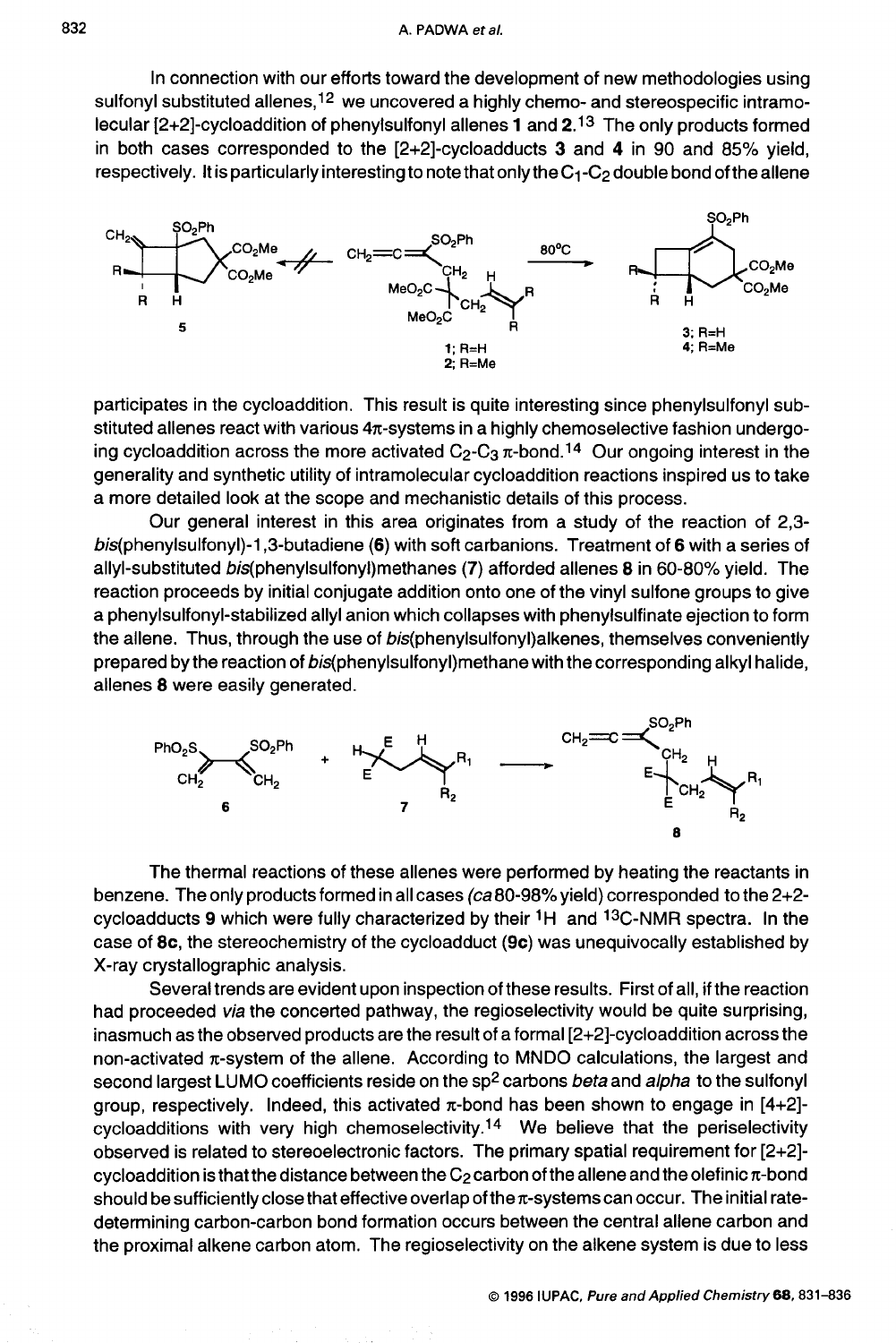In connection with our efforts toward the development of new methodologies using sulfonyl substituted allenes,[12] we uncovered a highly chemo- and stereospecific intramolecular [2+2]-cycloaddition of phenylsulfonyl allenes **1** and **2**.[13] The only products formed in both cases corresponded to the [2+2]-cycloadducts **3** and **4** in 90 and 85% yield, respectively. It is particularly interesting to note that only the $C_1$-$C_2$ double bond of the allene participates in the cycloaddition. This result is quite interesting since phenylsulfonyl substituted allenes react with various 4$\pi$-systems in a highly chemoselective fashion undergoing cycloaddition across the more activated $C_2$-$C_3$ $\pi$-bond.[14] Our ongoing interest in the generality and synthetic utility of intramolecular cycloaddition reactions inspired us to take a more detailed look at the scope and mechanistic details of this process.

Our general interest in this area originates from a study of the reaction of 2,3-*bis*(phenylsulfonyl)-1,3-butadiene (**6**) with soft carbanions. Treatment of **6** with a series of allyl-substituted *bis*(phenylsulfonyl)methanes (**7**) afforded allenes **8** in 60-80% yield. The reaction proceeds by initial conjugate addition onto one of the vinyl sulfone groups to give a phenylsulfonyl-stabilized allyl anion which collapses with phenylsulfinate ejection to form the allene. Thus, through the use of *bis*(phenylsulfonyl)alkenes, themselves conveniently prepared by the reaction of *bis*(phenylsulfonyl)methane with the corresponding alkyl halide, allenes **8** were easily generated.

The thermal reactions of these allenes were performed by heating the reactants in benzene. The only products formed in all cases (*ca* 80-98% yield) corresponded to the 2+2-cycloadducts **9** which were fully characterized by their $^1$H and $^{13}$C-NMR spectra. In the case of **8c**, the stereochemistry of the cycloadduct (**9c**) was unequivocally established by X-ray crystallographic analysis.

Several trends are evident upon inspection of these results. First of all, if the reaction had proceeded *via* the concerted pathway, the regioselectivity would be quite surprising, inasmuch as the observed products are the result of a formal [2+2]-cycloaddition across the non-activated $\pi$-system of the allene. According to MNDO calculations, the largest and second largest LUMO coefficients reside on the sp$^2$ carbons *beta* and *alpha* to the sulfonyl group, respectively. Indeed, this activated $\pi$-bond has been shown to engage in [4+2]-cycloadditions with very high chemoselectivity.[14] We believe that the periselectivity observed is related to stereoelectronic factors. The primary spatial requirement for [2+2]-cycloaddition is that the distance between the $C_2$ carbon of the allene and the olefinic $\pi$-bond should be sufficiently close that effective overlap of the $\pi$-systems can occur. The initial rate-determining carbon-carbon bond formation occurs between the central allene carbon and the proximal alkene carbon atom. The regioselectivity on the alkene system is due to less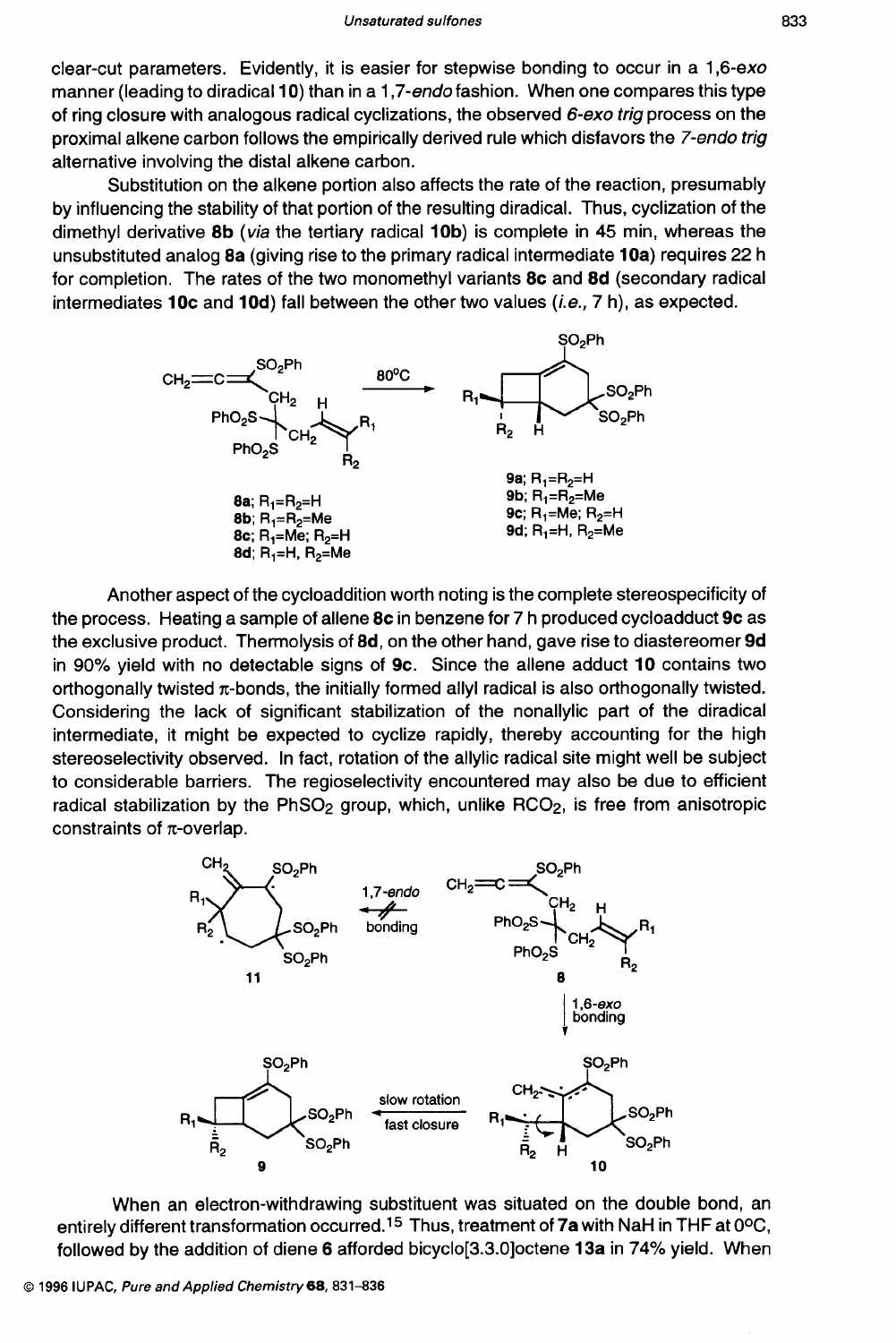clear-cut parameters. Evidently, it is easier for stepwise bonding to occur in a 1,6-*exo* manner (leading to diradical **10**) than in a 1,7-*endo* fashion. When one compares this type of ring closure with analogous radical cyclizations, the observed *6-exo trig* process on the proximal alkene carbon follows the empirically derived rule which disfavors the *7-endo trig* alternative involving the distal alkene carbon.

Substitution on the alkene portion also affects the rate of the reaction, presumably by influencing the stability of that portion of the resulting diradical. Thus, cyclization of the dimethyl derivative **8b** (*via* the tertiary radical **10b**) is complete in 45 min, whereas the unsubstituted analog **8a** (giving rise to the primary radical intermediate **10a**) requires 22 h for completion. The rates of the two monomethyl variants **8c** and **8d** (secondary radical intermediates **10c** and **10d**) fall between the other two values (*i.e.,* 7 h), as expected.

80°C

**8a**; $R_1$=$R_2$=H
**8b**; $R_1$=$R_2$=Me
**8c**; $R_1$=Me; $R_2$=H
**8d**; $R_1$=H, $R_2$=Me

**9a**; $R_1$=$R_2$=H
**9b**; $R_1$=$R_2$=Me
**9c**; $R_1$=Me; $R_2$=H
**9d**; $R_1$=H, $R_2$=Me

Another aspect of the cycloaddition worth noting is the complete stereospecificity of the process. Heating a sample of allene **8c** in benzene for 7 h produced cycloadduct **9c** as the exclusive product. Thermolysis of **8d**, on the other hand, gave rise to diastereomer **9d** in 90% yield with no detectable signs of **9c**. Since the allene adduct **10** contains two orthogonally twisted π-bonds, the initially formed allyl radical is also orthogonally twisted. Considering the lack of significant stabilization of the nonallylic part of the diradical intermediate, it might be expected to cyclize rapidly, thereby accounting for the high stereoselectivity observed. In fact, rotation of the allylic radical site might well be subject to considerable barriers. The regioselectivity encountered may also be due to efficient radical stabilization by the $PhSO_2$ group, which, unlike $RCO_2$, is free from anisotropic constraints of π-overlap.

1,7-*endo* bonding

1,6-*exo* bonding

slow rotation
fast closure

**11** **8** **9** **10**

When an electron-withdrawing substituent was situated on the double bond, an entirely different transformation occurred.[15] Thus, treatment of **7a** with NaH in THF at 0°C, followed by the addition of diene **6** afforded bicyclo[3.3.0]octene **13a** in 74% yield. When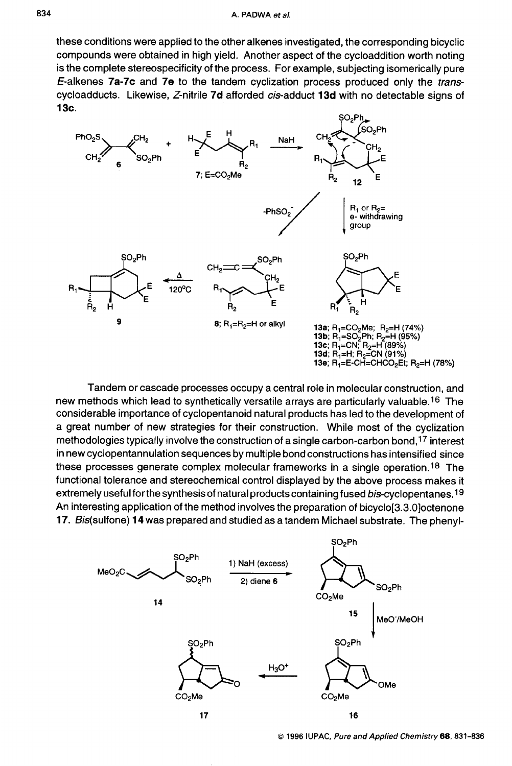these conditions were applied to the other alkenes investigated, the corresponding bicyclic compounds were obtained in high yield. Another aspect of the cycloaddition worth noting is the complete stereospecificity of the process. For example, subjecting isomerically pure *E*-alkenes **7a-7c** and **7e** to the tandem cyclization process produced only the *trans*-cycloadducts. Likewise, *Z*-nitrile **7d** afforded *cis*-adduct **13d** with no detectable signs of **13c**.

**13a**; $R_1$=$CO_2Me$; $R_2$=H (74%)
**13b**; $R_1$=$SO_2Ph$; $R_2$=H (95%)
**13c**; $R_1$=CN; $R_2$=H (89%)
**13d**; $R_1$=H; $R_2$=CN (91%)
**13e**; $R_1$=E-CH=$CHCO_2Et$; $R_2$=H (78%)

Tandem or cascade processes occupy a central role in molecular construction, and new methods which lead to synthetically versatile arrays are particularly valuable.[16] The considerable importance of cyclopentanoid natural products has led to the development of a great number of new strategies for their construction. While most of the cyclization methodologies typically involve the construction of a single carbon-carbon bond,[17] interest in new cyclopentannulation sequences by multiple bond constructions has intensified since these processes generate complex molecular frameworks in a single operation.[18] The functional tolerance and stereochemical control displayed by the above process makes it extremely useful for the synthesis of natural products containing fused *bis*-cyclopentanes.[19] An interesting application of the method involves the preparation of bicyclo[3.3.0]octenone **17**. *Bis*(sulfone) **14** was prepared and studied as a tandem Michael substrate. The phenyl-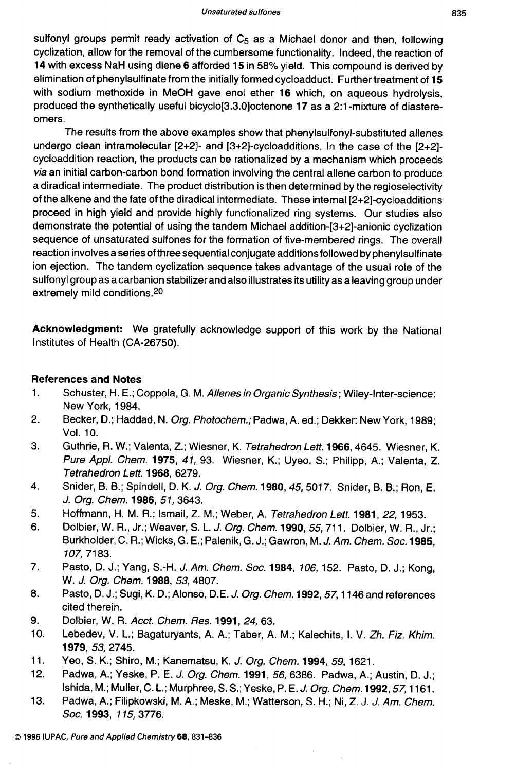sulfonyl groups permit ready activation of $C_5$ as a Michael donor and then, following cyclization, allow for the removal of the cumbersome functionality. Indeed, the reaction of **14** with excess NaH using diene **6** afforded **15** in 58% yield. This compound is derived by elimination of phenylsulfinate from the initially formed cycloadduct. Further treatment of **15** with sodium methoxide in MeOH gave enol ether **16** which, on aqueous hydrolysis, produced the synthetically useful bicyclo[3.3.0]octenone **17** as a 2:1-mixture of diastereomers.

The results from the above examples show that phenylsulfonyl-substituted allenes undergo clean intramolecular [2+2]- and [3+2]-cycloadditions. In the case of the [2+2]-cycloaddition reaction, the products can be rationalized by a mechanism which proceeds *via* an initial carbon-carbon bond formation involving the central allene carbon to produce a diradical intermediate. The product distribution is then determined by the regioselectivity of the alkene and the fate of the diradical intermediate. These internal [2+2]-cycloadditions proceed in high yield and provide highly functionalized ring systems. Our studies also demonstrate the potential of using the tandem Michael addition-[3+2]-anionic cyclization sequence of unsaturated sulfones for the formation of five-membered rings. The overall reaction involves a series of three sequential conjugate additions followed by phenylsulfinate ion ejection. The tandem cyclization sequence takes advantage of the usual role of the sulfonyl group as a carbanion stabilizer and also illustrates its utility as a leaving group under extremely mild conditions.[20]

**Acknowledgment:** We gratefully acknowledge support of this work by the National Institutes of Health (CA-26750).

### References and Notes

1. Schuster, H. E.; Coppola, G. M. *Allenes in Organic Synthesis*; Wiley-Inter-science: New York, 1984.
2. Becker, D.; Haddad, N. *Org. Photochem.;* Padwa, A. ed.; Dekker: New York, 1989; Vol. 10.
3. Guthrie, R. W.; Valenta, Z.; Wiesner, K. *Tetrahedron Lett.* **1966**, 4645. Wiesner, K. *Pure Appl. Chem.* **1975**, *41,* 93. Wiesner, K.; Uyeo, S.; Philipp, A.; Valenta, Z. *Tetrahedron Lett.* **1968**, 6279.
4. Snider, B. B.; Spindell, D. K. *J. Org. Chem.* **1980**, *45,* 5017. Snider, B. B.; Ron, E. *J. Org. Chem.* **1986**, *51,* 3643.
5. Hoffmann, H. M. R.; Ismail, Z. M.; Weber, A. *Tetrahedron Lett.* **1981**, *22,* 1953.
6. Dolbier, W. R., Jr.; Weaver, S. L. *J. Org. Chem.* **1990**, *55,* 711. Dolbier, W. R., Jr.; Burkholder, C. R.; Wicks, G. E.; Palenik, G. J.; Gawron, M. *J. Am. Chem. Soc.* **1985**, *107,* 7183.
7. Pasto, D. J.; Yang, S.-H. *J. Am. Chem. Soc.* **1984**, *106,* 152. Pasto, D. J.; Kong, W. *J. Org. Chem.* **1988**, *53,* 4807.
8. Pasto, D. J.; Sugi, K. D.; Alonso, D.E. *J. Org. Chem.* **1992**, *57,* 1146 and references cited therein.
9. Dolbier, W. R. *Acct. Chem. Res.* **1991**, *24,* 63.
10. Lebedev, V. L.; Bagaturyants, A. A.; Taber, A. M.; Kalechits, I. V. *Zh. Fiz. Khim.* **1979**, *53,* 2745.
11. Yeo, S. K.; Shiro, M.; Kanematsu, K. *J. Org. Chem.* **1994**, *59,* 1621.
12. Padwa, A.; Yeske, P. E. *J. Org. Chem.* **1991**, *56,* 6386. Padwa, A.; Austin, D. J.; Ishida, M.; Muller, C. L.; Murphree, S. S.; Yeske, P. E. *J. Org. Chem.* **1992**, *57,* 1161.
13. Padwa, A.; Filipkowski, M. A.; Meske, M.; Watterson, S. H.; Ni, Z. J. *J. Am. Chem. Soc.* **1993**, *115,* 3776.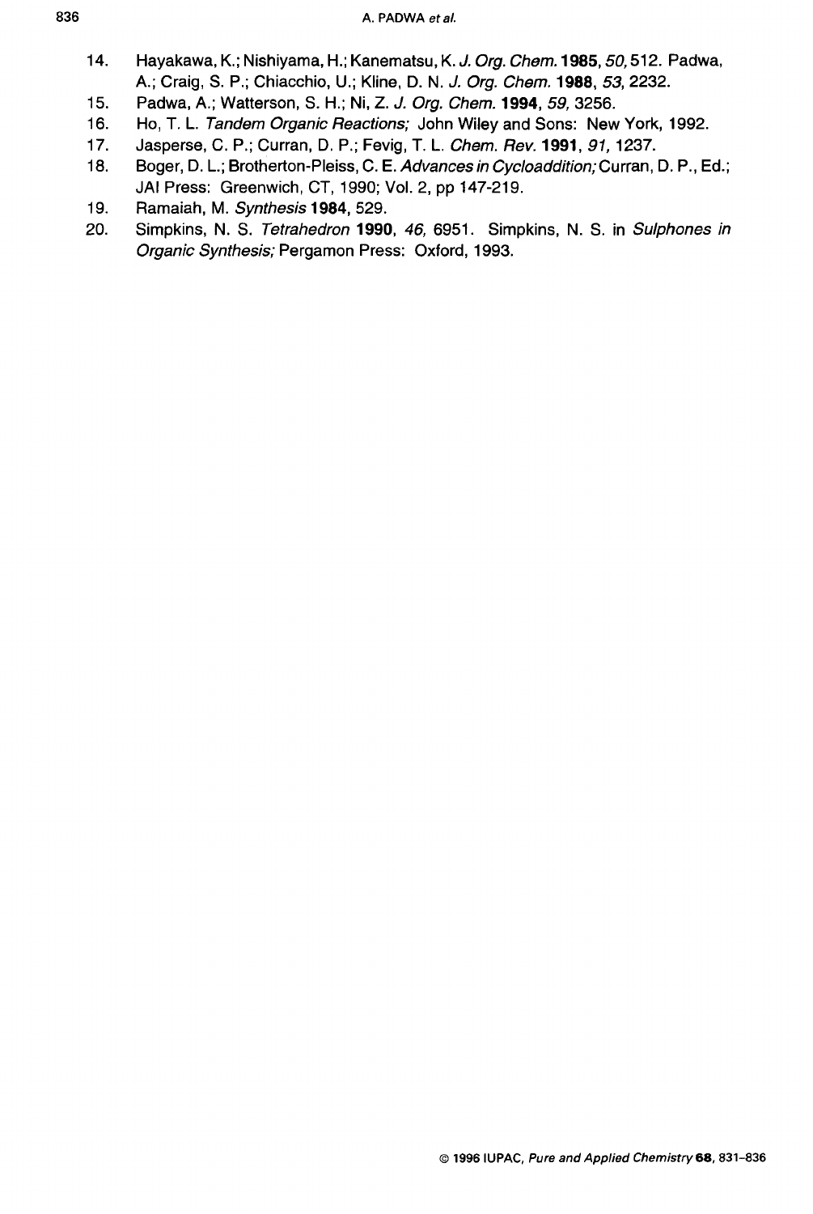14. Hayakawa, K.; Nishiyama, H.; Kanematsu, K. *J. Org. Chem.* **1985**, *50*, 512. Padwa, A.; Craig, S. P.; Chiacchio, U.; Kline, D. N. *J. Org. Chem.* **1988**, *53*, 2232.
15. Padwa, A.; Watterson, S. H.; Ni, Z. *J. Org. Chem.* **1994**, *59*, 3256.
16. Ho, T. L. *Tandem Organic Reactions;* John Wiley and Sons: New York, 1992.
17. Jasperse, C. P.; Curran, D. P.; Fevig, T. L. *Chem. Rev.* **1991**, *91*, 1237.
18. Boger, D. L.; Brotherton-Pleiss, C. E. *Advances in Cycloaddition;* Curran, D. P., Ed.; JAI Press: Greenwich, CT, 1990; Vol. 2, pp 147-219.
19. Ramaiah, M. *Synthesis* **1984**, 529.
20. Simpkins, N. S. *Tetrahedron* **1990**, *46*, 6951. Simpkins, N. S. in *Sulphones in Organic Synthesis;* Pergamon Press: Oxford, 1993.